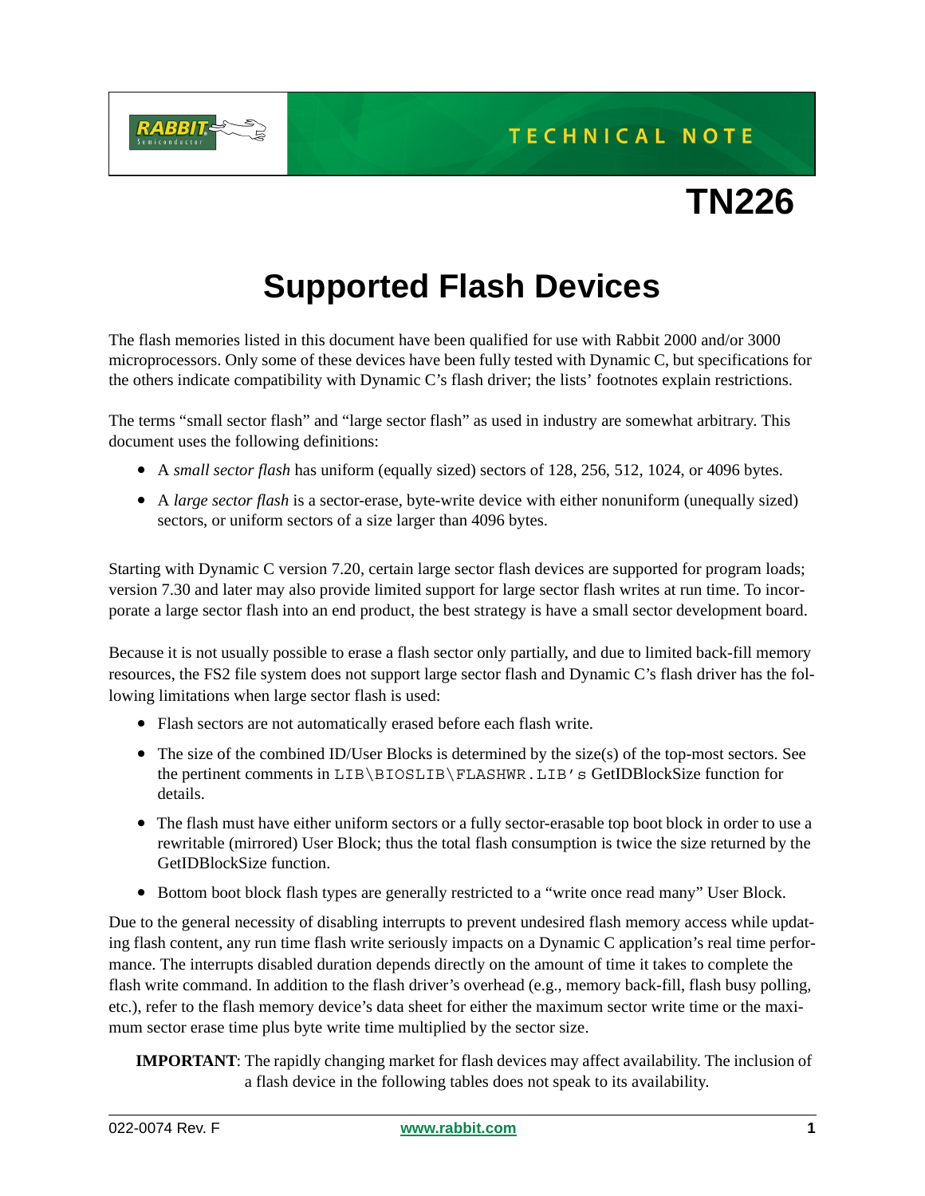TECHNICAL NOTE

# TN226

# Supported Flash Devices

The flash memories listed in this document have been qualified for use with Rabbit 2000 and/or 3000 microprocessors. Only some of these devices have been fully tested with Dynamic C, but specifications for the others indicate compatibility with Dynamic C's flash driver; the lists' footnotes explain restrictions.

The terms "small sector flash" and "large sector flash" as used in industry are somewhat arbitrary. This document uses the following definitions:

- A *small sector flash* has uniform (equally sized) sectors of 128, 256, 512, 1024, or 4096 bytes.
- A *large sector flash* is a sector-erase, byte-write device with either nonuniform (unequally sized) sectors, or uniform sectors of a size larger than 4096 bytes.

Starting with Dynamic C version 7.20, certain large sector flash devices are supported for program loads; version 7.30 and later may also provide limited support for large sector flash writes at run time. To incorporate a large sector flash into an end product, the best strategy is have a small sector development board.

Because it is not usually possible to erase a flash sector only partially, and due to limited back-fill memory resources, the FS2 file system does not support large sector flash and Dynamic C's flash driver has the following limitations when large sector flash is used:

- Flash sectors are not automatically erased before each flash write.
- The size of the combined ID/User Blocks is determined by the size(s) of the top-most sectors. See the pertinent comments in `LIB\BIOSLIB\FLASHWR.LIB's` GetIDBlockSize function for details.
- The flash must have either uniform sectors or a fully sector-erasable top boot block in order to use a rewritable (mirrored) User Block; thus the total flash consumption is twice the size returned by the GetIDBlockSize function.
- Bottom boot block flash types are generally restricted to a "write once read many" User Block.

Due to the general necessity of disabling interrupts to prevent undesired flash memory access while updating flash content, any run time flash write seriously impacts on a Dynamic C application's real time performance. The interrupts disabled duration depends directly on the amount of time it takes to complete the flash write command. In addition to the flash driver's overhead (e.g., memory back-fill, flash busy polling, etc.), refer to the flash memory device's data sheet for either the maximum sector write time or the maximum sector erase time plus byte write time multiplied by the sector size.

**IMPORTANT**: The rapidly changing market for flash devices may affect availability. The inclusion of a flash device in the following tables does not speak to its availability.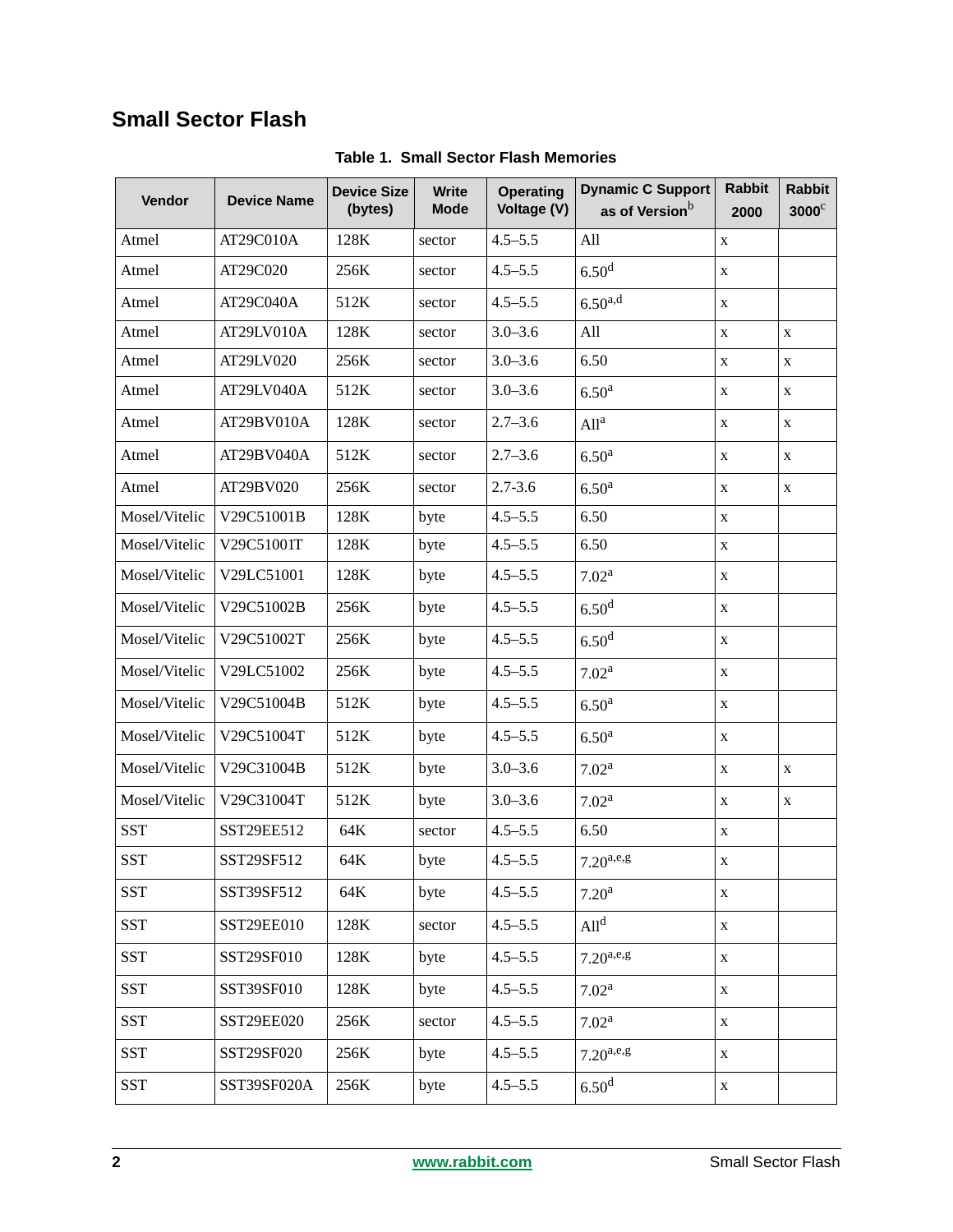## Small Sector Flash

**Table 1. Small Sector Flash Memories**

| Vendor | Device Name | Device Size (bytes) | Write Mode | Operating Voltage (V) | Dynamic C Support as of Version[b] | Rabbit 2000 | Rabbit 3000[c] |
|---|---|---|---|---|---|---|---|
| Atmel | AT29C010A | 128K | sector | 4.5–5.5 | All | x | |
| Atmel | AT29C020 | 256K | sector | 4.5–5.5 | 6.50[d] | x | |
| Atmel | AT29C040A | 512K | sector | 4.5–5.5 | 6.50[a,d] | x | |
| Atmel | AT29LV010A | 128K | sector | 3.0–3.6 | All | x | x |
| Atmel | AT29LV020 | 256K | sector | 3.0–3.6 | 6.50 | x | x |
| Atmel | AT29LV040A | 512K | sector | 3.0–3.6 | 6.50[a] | x | x |
| Atmel | AT29BV010A | 128K | sector | 2.7–3.6 | All[a] | x | x |
| Atmel | AT29BV040A | 512K | sector | 2.7–3.6 | 6.50[a] | x | x |
| Atmel | AT29BV020 | 256K | sector | 2.7-3.6 | 6.50[a] | x | x |
| Mosel/Vitelic | V29C51001B | 128K | byte | 4.5–5.5 | 6.50 | x | |
| Mosel/Vitelic | V29C51001T | 128K | byte | 4.5–5.5 | 6.50 | x | |
| Mosel/Vitelic | V29LC51001 | 128K | byte | 4.5–5.5 | 7.02[a] | x | |
| Mosel/Vitelic | V29C51002B | 256K | byte | 4.5–5.5 | 6.50[d] | x | |
| Mosel/Vitelic | V29C51002T | 256K | byte | 4.5–5.5 | 6.50[d] | x | |
| Mosel/Vitelic | V29LC51002 | 256K | byte | 4.5–5.5 | 7.02[a] | x | |
| Mosel/Vitelic | V29C51004B | 512K | byte | 4.5–5.5 | 6.50[a] | x | |
| Mosel/Vitelic | V29C51004T | 512K | byte | 4.5–5.5 | 6.50[a] | x | |
| Mosel/Vitelic | V29C31004B | 512K | byte | 3.0–3.6 | 7.02[a] | x | x |
| Mosel/Vitelic | V29C31004T | 512K | byte | 3.0–3.6 | 7.02[a] | x | x |
| SST | SST29EE512 | 64K | sector | 4.5–5.5 | 6.50 | x | |
| SST | SST29SF512 | 64K | byte | 4.5–5.5 | 7.20[a,e,g] | x | |
| SST | SST39SF512 | 64K | byte | 4.5–5.5 | 7.20[a] | x | |
| SST | SST29EE010 | 128K | sector | 4.5–5.5 | All[d] | x | |
| SST | SST29SF010 | 128K | byte | 4.5–5.5 | 7.20[a,e,g] | x | |
| SST | SST39SF010 | 128K | byte | 4.5–5.5 | 7.02[a] | x | |
| SST | SST29EE020 | 256K | sector | 4.5–5.5 | 7.02[a] | x | |
| SST | SST29SF020 | 256K | byte | 4.5–5.5 | 7.20[a,e,g] | x | |
| SST | SST39SF020A | 256K | byte | 4.5–5.5 | 6.50[d] | x | |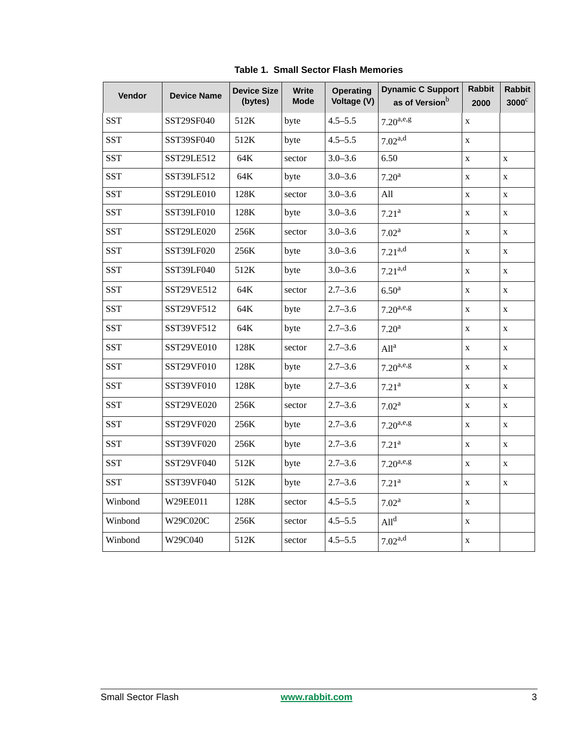**Table 1. Small Sector Flash Memories**

| Vendor | Device Name | Device Size (bytes) | Write Mode | Operating Voltage (V) | Dynamic C Support as of Version[b] | Rabbit 2000 | Rabbit 3000[c] |
|---|---|---|---|---|---|---|---|
| SST | SST29SF040 | 512K | byte | 4.5–5.5 | 7.20[a,e,g] | x | |
| SST | SST39SF040 | 512K | byte | 4.5–5.5 | 7.02[a,d] | x | |
| SST | SST29LE512 | 64K | sector | 3.0–3.6 | 6.50 | x | x |
| SST | SST39LF512 | 64K | byte | 3.0–3.6 | 7.20[a] | x | x |
| SST | SST29LE010 | 128K | sector | 3.0–3.6 | All | x | x |
| SST | SST39LF010 | 128K | byte | 3.0–3.6 | 7.21[a] | x | x |
| SST | SST29LE020 | 256K | sector | 3.0–3.6 | 7.02[a] | x | x |
| SST | SST39LF020 | 256K | byte | 3.0–3.6 | 7.21[a,d] | x | x |
| SST | SST39LF040 | 512K | byte | 3.0–3.6 | 7.21[a,d] | x | x |
| SST | SST29VE512 | 64K | sector | 2.7–3.6 | 6.50[a] | x | x |
| SST | SST29VF512 | 64K | byte | 2.7–3.6 | 7.20[a,e,g] | x | x |
| SST | SST39VF512 | 64K | byte | 2.7–3.6 | 7.20[a] | x | x |
| SST | SST29VE010 | 128K | sector | 2.7–3.6 | All[a] | x | x |
| SST | SST29VF010 | 128K | byte | 2.7–3.6 | 7.20[a,e,g] | x | x |
| SST | SST39VF010 | 128K | byte | 2.7–3.6 | 7.21[a] | x | x |
| SST | SST29VE020 | 256K | sector | 2.7–3.6 | 7.02[a] | x | x |
| SST | SST29VF020 | 256K | byte | 2.7–3.6 | 7.20[a,e,g] | x | x |
| SST | SST39VF020 | 256K | byte | 2.7–3.6 | 7.21[a] | x | x |
| SST | SST29VF040 | 512K | byte | 2.7–3.6 | 7.20[a,e,g] | x | x |
| SST | SST39VF040 | 512K | byte | 2.7–3.6 | 7.21[a] | x | x |
| Winbond | W29EE011 | 128K | sector | 4.5–5.5 | 7.02[a] | x | |
| Winbond | W29C020C | 256K | sector | 4.5–5.5 | All[d] | x | |
| Winbond | W29C040 | 512K | sector | 4.5–5.5 | 7.02[a,d] | x | |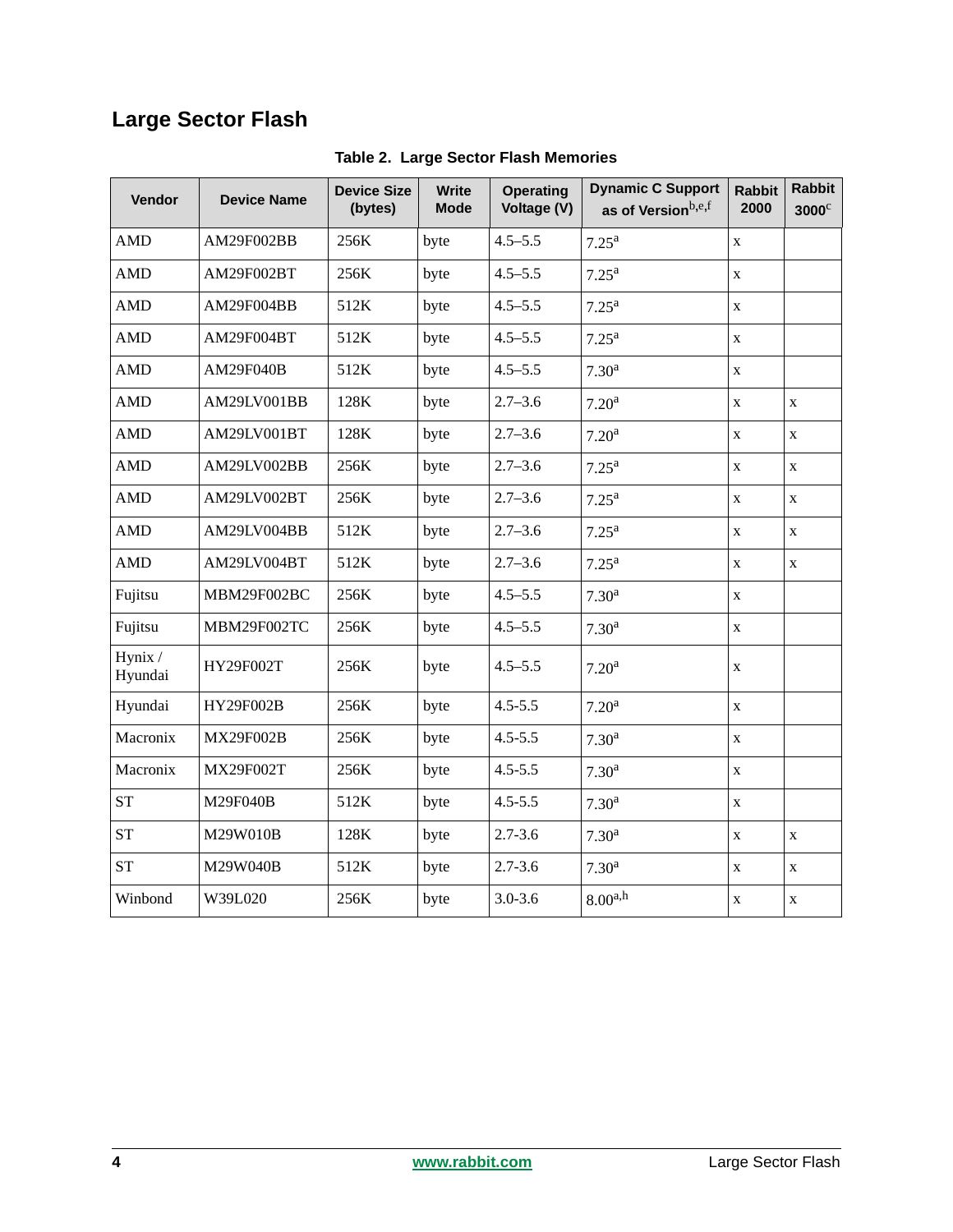## Large Sector Flash

**Table 2. Large Sector Flash Memories**

| Vendor | Device Name | Device Size (bytes) | Write Mode | Operating Voltage (V) | Dynamic C Support as of Version[b,e,f] | Rabbit 2000 | Rabbit 3000[c] |
|---|---|---|---|---|---|---|---|
| AMD | AM29F002BB | 256K | byte | 4.5–5.5 | 7.25[a] | x | |
| AMD | AM29F002BT | 256K | byte | 4.5–5.5 | 7.25[a] | x | |
| AMD | AM29F004BB | 512K | byte | 4.5–5.5 | 7.25[a] | x | |
| AMD | AM29F004BT | 512K | byte | 4.5–5.5 | 7.25[a] | x | |
| AMD | AM29F040B | 512K | byte | 4.5–5.5 | 7.30[a] | x | |
| AMD | AM29LV001BB | 128K | byte | 2.7–3.6 | 7.20[a] | x | x |
| AMD | AM29LV001BT | 128K | byte | 2.7–3.6 | 7.20[a] | x | x |
| AMD | AM29LV002BB | 256K | byte | 2.7–3.6 | 7.25[a] | x | x |
| AMD | AM29LV002BT | 256K | byte | 2.7–3.6 | 7.25[a] | x | x |
| AMD | AM29LV004BB | 512K | byte | 2.7–3.6 | 7.25[a] | x | x |
| AMD | AM29LV004BT | 512K | byte | 2.7–3.6 | 7.25[a] | x | x |
| Fujitsu | MBM29F002BC | 256K | byte | 4.5–5.5 | 7.30[a] | x | |
| Fujitsu | MBM29F002TC | 256K | byte | 4.5–5.5 | 7.30[a] | x | |
| Hynix / Hyundai | HY29F002T | 256K | byte | 4.5–5.5 | 7.20[a] | x | |
| Hyundai | HY29F002B | 256K | byte | 4.5-5.5 | 7.20[a] | x | |
| Macronix | MX29F002B | 256K | byte | 4.5-5.5 | 7.30[a] | x | |
| Macronix | MX29F002T | 256K | byte | 4.5-5.5 | 7.30[a] | x | |
| ST | M29F040B | 512K | byte | 4.5-5.5 | 7.30[a] | x | |
| ST | M29W010B | 128K | byte | 2.7-3.6 | 7.30[a] | x | x |
| ST | M29W040B | 512K | byte | 2.7-3.6 | 7.30[a] | x | x |
| Winbond | W39L020 | 256K | byte | 3.0-3.6 | 8.00[a,h] | x | x |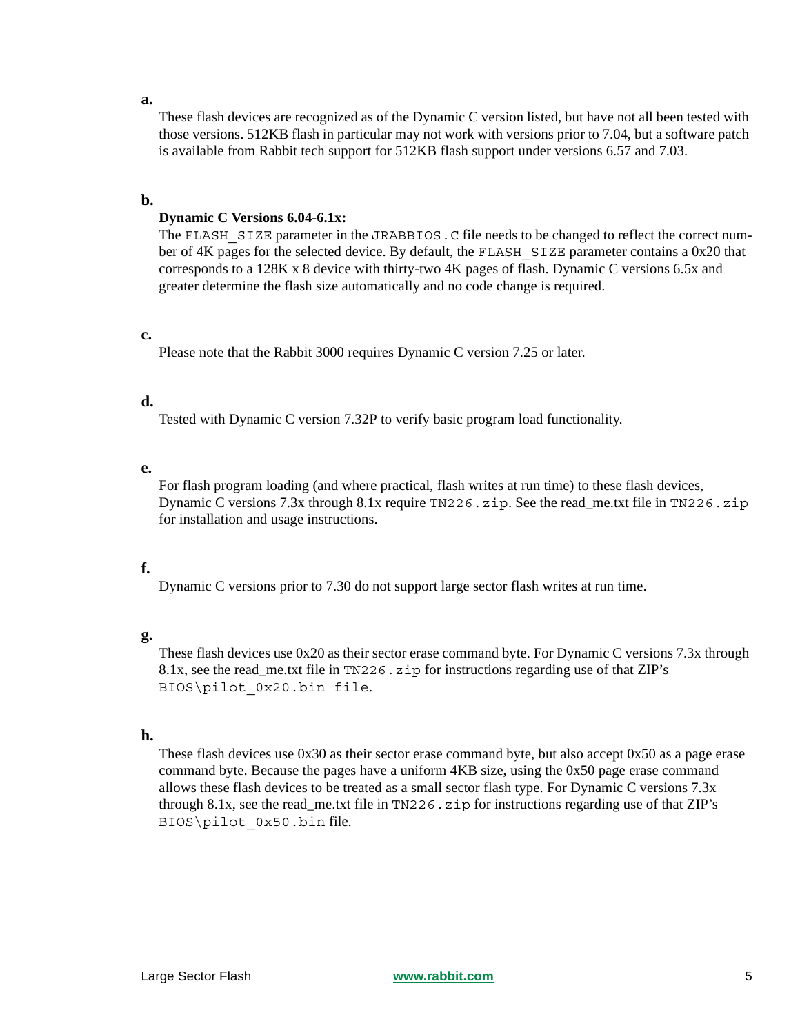**a.**

These flash devices are recognized as of the Dynamic C version listed, but have not all been tested with those versions. 512KB flash in particular may not work with versions prior to 7.04, but a software patch is available from Rabbit tech support for 512KB flash support under versions 6.57 and 7.03.

**b.**

**Dynamic C Versions 6.04-6.1x:**
The `FLASH_SIZE` parameter in the `JRABBIOS.C` file needs to be changed to reflect the correct number of 4K pages for the selected device. By default, the `FLASH_SIZE` parameter contains a 0x20 that corresponds to a 128K x 8 device with thirty-two 4K pages of flash. Dynamic C versions 6.5x and greater determine the flash size automatically and no code change is required.

**c.**

Please note that the Rabbit 3000 requires Dynamic C version 7.25 or later.

**d.**

Tested with Dynamic C version 7.32P to verify basic program load functionality.

**e.**

For flash program loading (and where practical, flash writes at run time) to these flash devices, Dynamic C versions 7.3x through 8.1x require `TN226.zip`. See the read_me.txt file in `TN226.zip` for installation and usage instructions.

**f.**

Dynamic C versions prior to 7.30 do not support large sector flash writes at run time.

**g.**

These flash devices use 0x20 as their sector erase command byte. For Dynamic C versions 7.3x through 8.1x, see the read_me.txt file in `TN226.zip` for instructions regarding use of that ZIP's `BIOS\pilot_0x20.bin file`.

**h.**

These flash devices use 0x30 as their sector erase command byte, but also accept 0x50 as a page erase command byte. Because the pages have a uniform 4KB size, using the 0x50 page erase command allows these flash devices to be treated as a small sector flash type. For Dynamic C versions 7.3x through 8.1x, see the read_me.txt file in `TN226.zip` for instructions regarding use of that ZIP's `BIOS\pilot_0x50.bin` file.